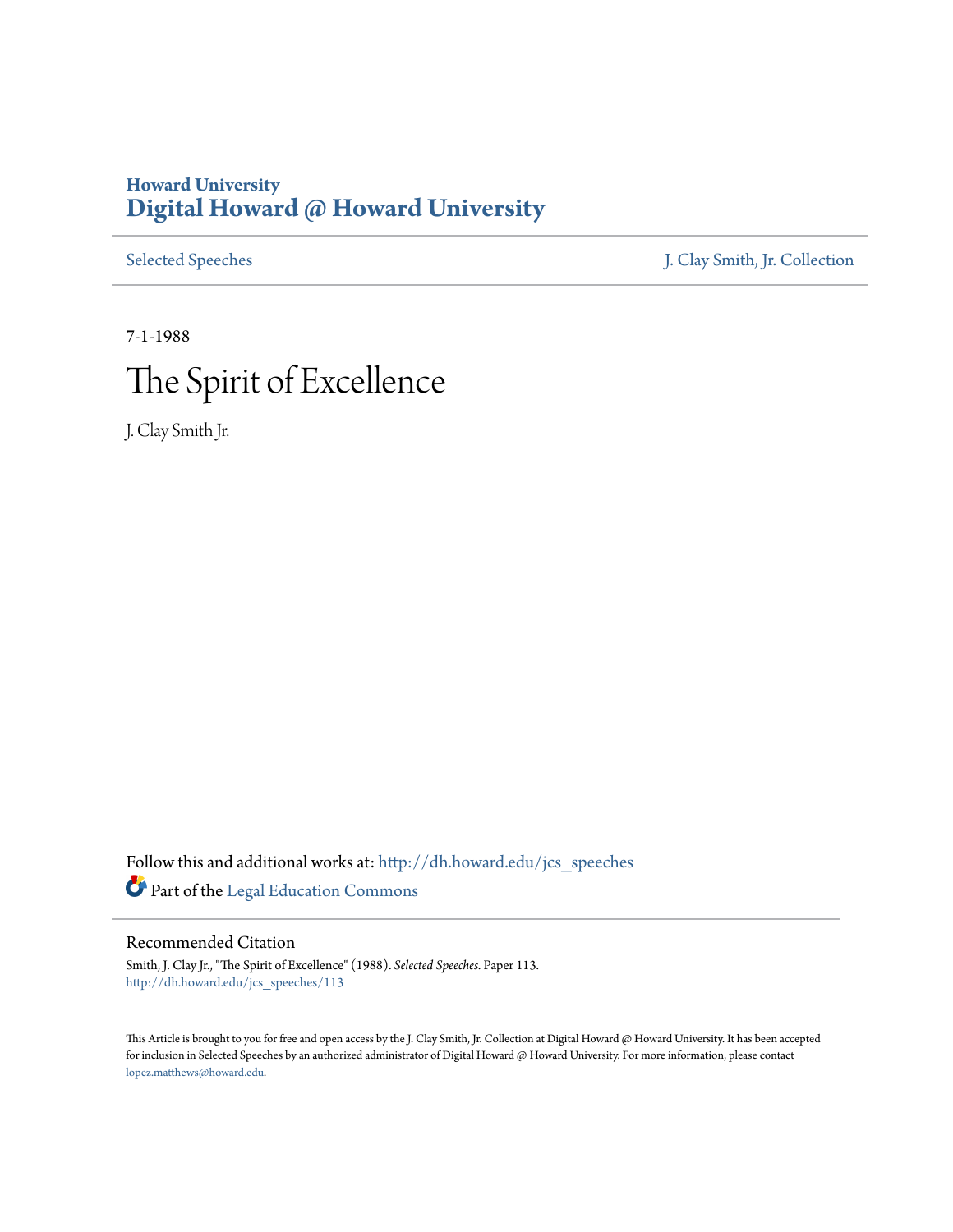**Howard University**
**Digital Howard @ Howard University**

Selected Speeches | J. Clay Smith, Jr. Collection

7-1-1988

# The Spirit of Excellence

J. Clay Smith Jr.

Follow this and additional works at: http://dh.howard.edu/jcs_speeches

Part of the Legal Education Commons

## Recommended Citation

Smith, J. Clay Jr., "The Spirit of Excellence" (1988). *Selected Speeches.* Paper 113.
http://dh.howard.edu/jcs_speeches/113

This Article is brought to you for free and open access by the J. Clay Smith, Jr. Collection at Digital Howard @ Howard University. It has been accepted for inclusion in Selected Speeches by an authorized administrator of Digital Howard @ Howard University. For more information, please contact lopez.matthews@howard.edu.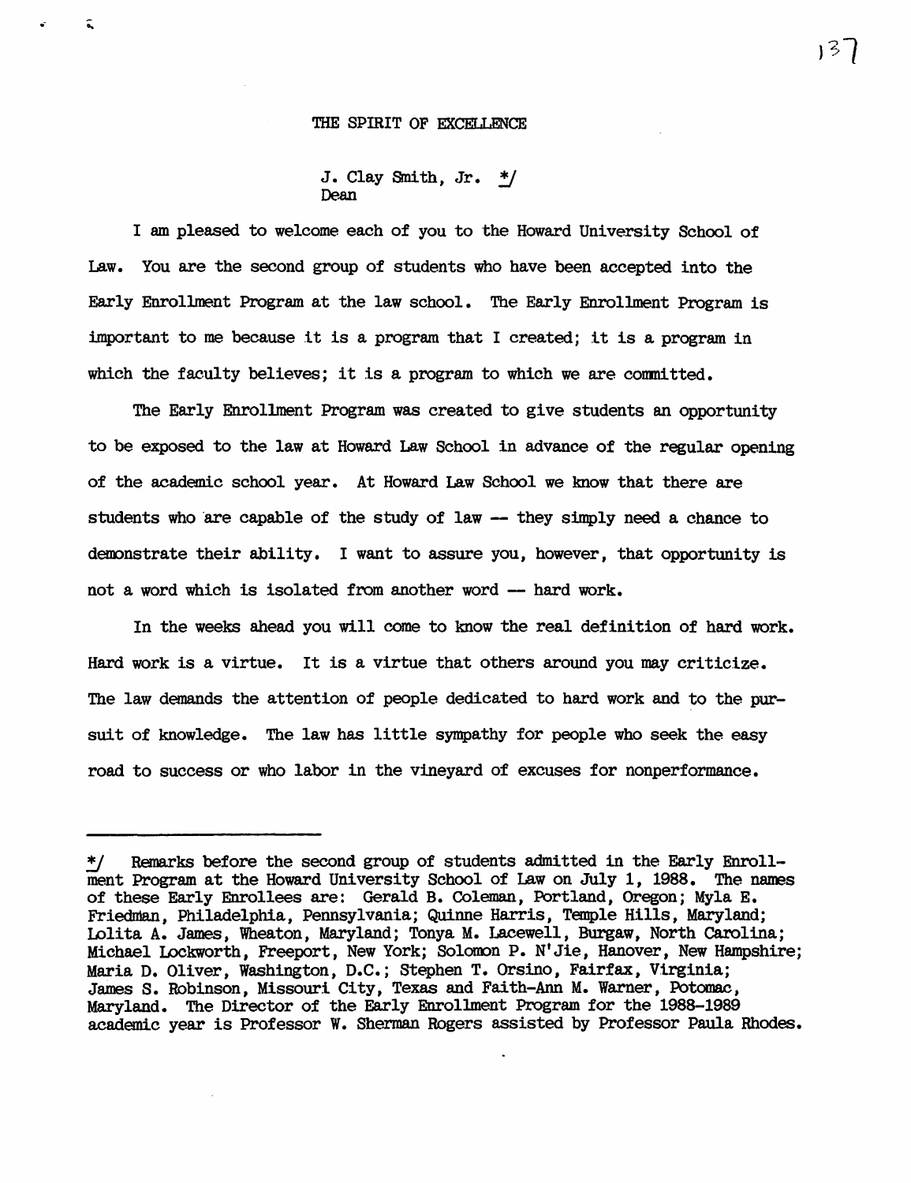# THE SPIRIT OF EXCELLENCE

J. Clay Smith, Jr. */
Dean

I am pleased to welcome each of you to the Howard University School of Law. You are the second group of students who have been accepted into the Early Enrollment Program at the law school. The Early Enrollment Program is important to me because it is a program that I created; it is a program in which the faculty believes; it is a program to which we are committed.

The Early Enrollment Program was created to give students an opportunity to be exposed to the law at Howard Law School in advance of the regular opening of the academic school year. At Howard Law School we know that there are students who are capable of the study of law -- they simply need a chance to demonstrate their ability. I want to assure you, however, that opportunity is not a word which is isolated from another word -- hard work.

In the weeks ahead you will come to know the real definition of hard work. Hard work is a virtue. It is a virtue that others around you may criticize. The law demands the attention of people dedicated to hard work and to the pursuit of knowledge. The law has little sympathy for people who seek the easy road to success or who labor in the vineyard of excuses for nonperformance.

---

*/ Remarks before the second group of students admitted in the Early Enrollment Program at the Howard University School of Law on July 1, 1988. The names of these Early Enrollees are: Gerald B. Coleman, Portland, Oregon; Myla E. Friedman, Philadelphia, Pennsylvania; Quinne Harris, Temple Hills, Maryland; Lolita A. James, Wheaton, Maryland; Tonya M. Lacewell, Burgaw, North Carolina; Michael Lockworth, Freeport, New York; Solomon P. N'Jie, Hanover, New Hampshire; Maria D. Oliver, Washington, D.C.; Stephen T. Orsino, Fairfax, Virginia; James S. Robinson, Missouri City, Texas and Faith-Ann M. Warner, Potomac, Maryland. The Director of the Early Enrollment Program for the 1988-1989 academic year is Professor W. Sherman Rogers assisted by Professor Paula Rhodes.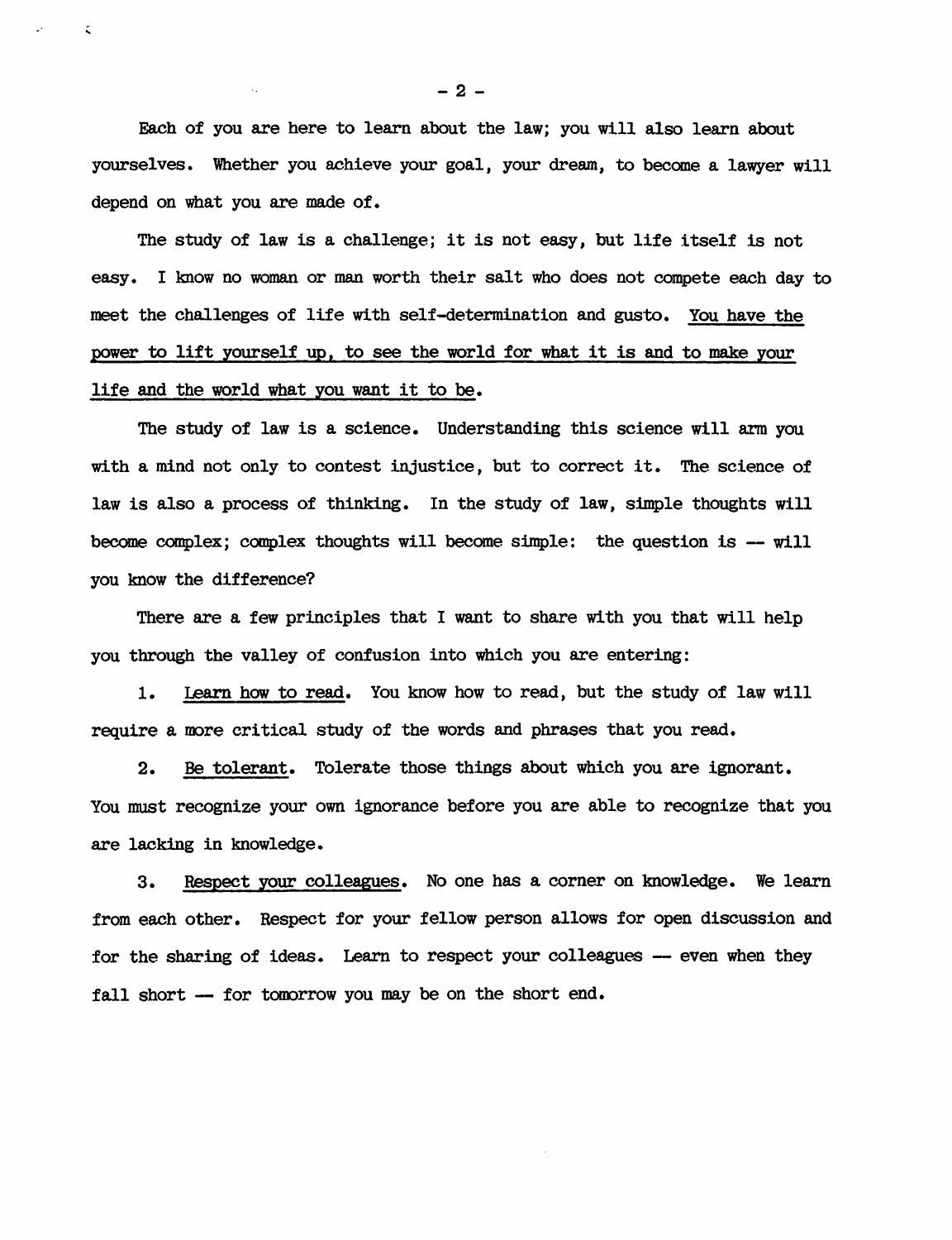Each of you are here to learn about the law; you will also learn about yourselves. Whether you achieve your goal, your dream, to become a lawyer will depend on what you are made of.

The study of law is a challenge; it is not easy, but life itself is not easy. I know no woman or man worth their salt who does not compete each day to meet the challenges of life with self-determination and gusto. <u>You have the power to lift yourself up, to see the world for what it is and to make your life and the world what you want it to be</u>.

The study of law is a science. Understanding this science will arm you with a mind not only to contest injustice, but to correct it. The science of law is also a process of thinking. In the study of law, simple thoughts will become complex; complex thoughts will become simple: the question is -- will you know the difference?

There are a few principles that I want to share with you that will help you through the valley of confusion into which you are entering:

1. <u>Learn how to read</u>. You know how to read, but the study of law will require a more critical study of the words and phrases that you read.

2. <u>Be tolerant</u>. Tolerate those things about which you are ignorant. You must recognize your own ignorance before you are able to recognize that you are lacking in knowledge.

3. <u>Respect your colleagues</u>. No one has a corner on knowledge. We learn from each other. Respect for your fellow person allows for open discussion and for the sharing of ideas. Learn to respect your colleagues -- even when they fall short -- for tomorrow you may be on the short end.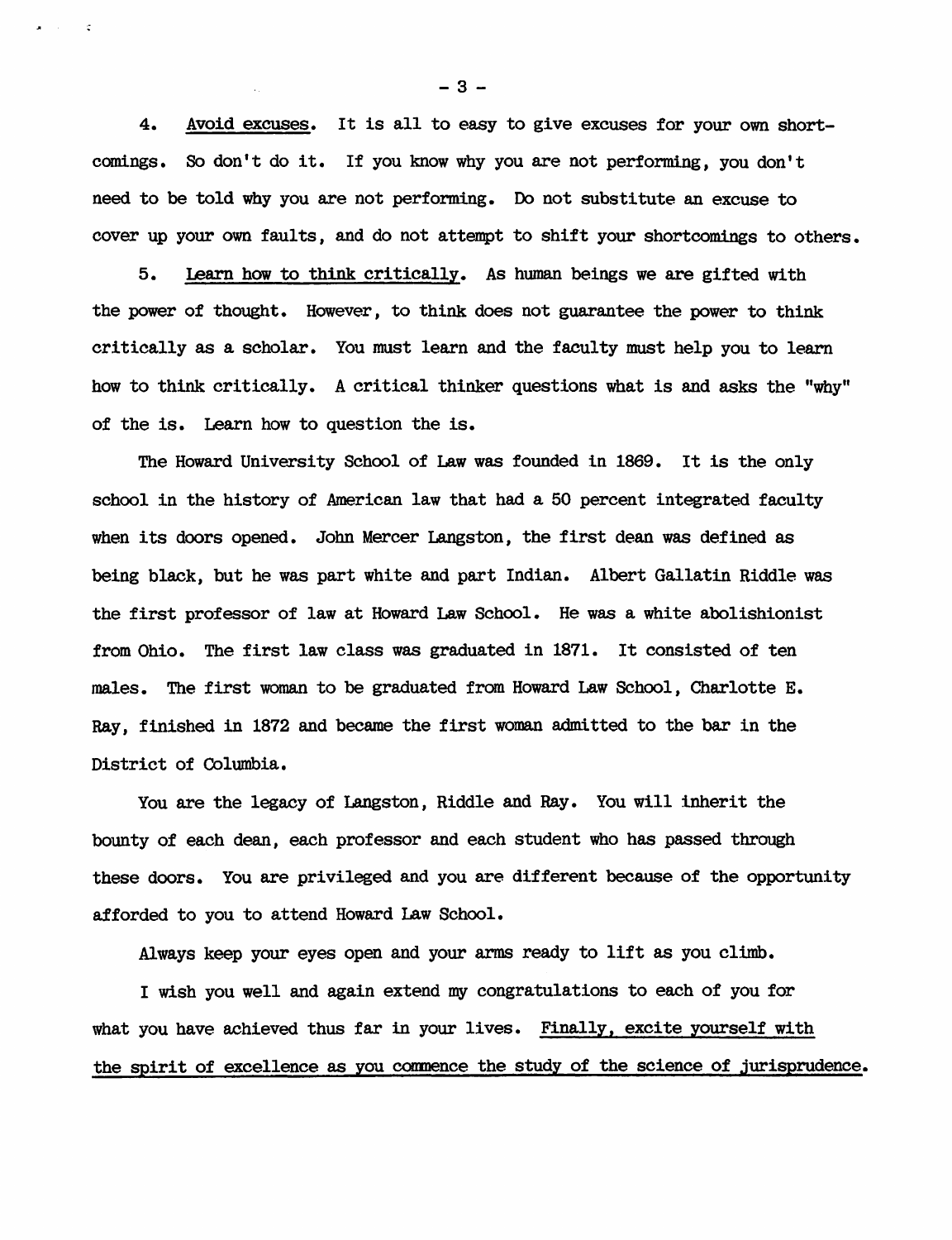4. Avoid excuses. It is all to easy to give excuses for your own shortcomings. So don't do it. If you know why you are not performing, you don't need to be told why you are not performing. Do not substitute an excuse to cover up your own faults, and do not attempt to shift your shortcomings to others.

5. Learn how to think critically. As human beings we are gifted with the power of thought. However, to think does not guarantee the power to think critically as a scholar. You must learn and the faculty must help you to learn how to think critically. A critical thinker questions what is and asks the "why" of the is. Learn how to question the is.

The Howard University School of Law was founded in 1869. It is the only school in the history of American law that had a 50 percent integrated faculty when its doors opened. John Mercer Langston, the first dean was defined as being black, but he was part white and part Indian. Albert Gallatin Riddle was the first professor of law at Howard Law School. He was a white abolishionist from Ohio. The first law class was graduated in 1871. It consisted of ten males. The first woman to be graduated from Howard Law School, Charlotte E. Ray, finished in 1872 and became the first woman admitted to the bar in the District of Columbia.

You are the legacy of Langston, Riddle and Ray. You will inherit the bounty of each dean, each professor and each student who has passed through these doors. You are privileged and you are different because of the opportunity afforded to you to attend Howard Law School.

Always keep your eyes open and your arms ready to lift as you climb.

I wish you well and again extend my congratulations to each of you for what you have achieved thus far in your lives. Finally, excite yourself with the spirit of excellence as you commence the study of the science of jurisprudence.